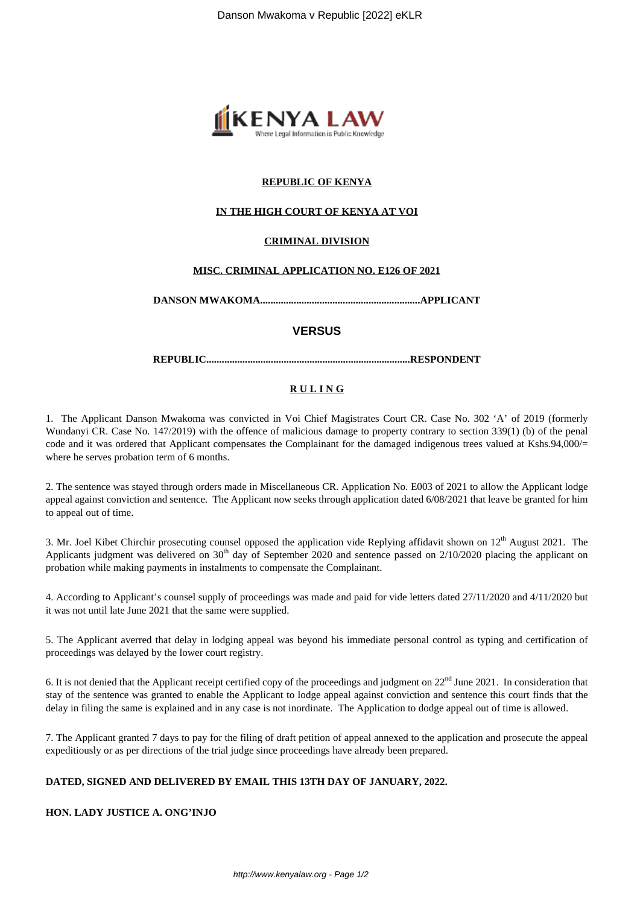**REPUBLIC OF KENYA**

**IN THE HIGH COURT OF KENYA AT VOI**

**CRIMINAL DIVISION**

**MISC. CRIMINAL APPLICATION NO. E126 OF 2021**

**DANSON MWAKOMA.............................................................APPLICANT**

**VERSUS**

**REPUBLIC..............................................................................RESPONDENT**

**R U L I N G**

1. The Applicant Danson Mwakoma was convicted in Voi Chief Magistrates Court CR. Case No. 302 'A' of 2019 (formerly Wundanyi CR. Case No. 147/2019) with the offence of malicious damage to property contrary to section 339(1) (b) of the penal code and it was ordered that Applicant compensates the Complainant for the damaged indigenous trees valued at Kshs.94,000/= where he serves probation term of 6 months.

2. The sentence was stayed through orders made in Miscellaneous CR. Application No. E003 of 2021 to allow the Applicant lodge appeal against conviction and sentence. The Applicant now seeks through application dated 6/08/2021 that leave be granted for him to appeal out of time.

3. Mr. Joel Kibet Chirchir prosecuting counsel opposed the application vide Replying affidavit shown on 12th August 2021. The Applicants judgment was delivered on 30th day of September 2020 and sentence passed on 2/10/2020 placing the applicant on probation while making payments in instalments to compensate the Complainant.

4. According to Applicant's counsel supply of proceedings was made and paid for vide letters dated 27/11/2020 and 4/11/2020 but it was not until late June 2021 that the same were supplied.

5. The Applicant averred that delay in lodging appeal was beyond his immediate personal control as typing and certification of proceedings was delayed by the lower court registry.

6. It is not denied that the Applicant receipt certified copy of the proceedings and judgment on 22nd June 2021. In consideration that stay of the sentence was granted to enable the Applicant to lodge appeal against conviction and sentence this court finds that the delay in filing the same is explained and in any case is not inordinate. The Application to dodge appeal out of time is allowed.

7. The Applicant granted 7 days to pay for the filing of draft petition of appeal annexed to the application and prosecute the appeal expeditiously or as per directions of the trial judge since proceedings have already been prepared.

**DATED, SIGNED AND DELIVERED BY EMAIL THIS 13TH DAY OF JANUARY, 2022.**

**HON. LADY JUSTICE A. ONG'INJO**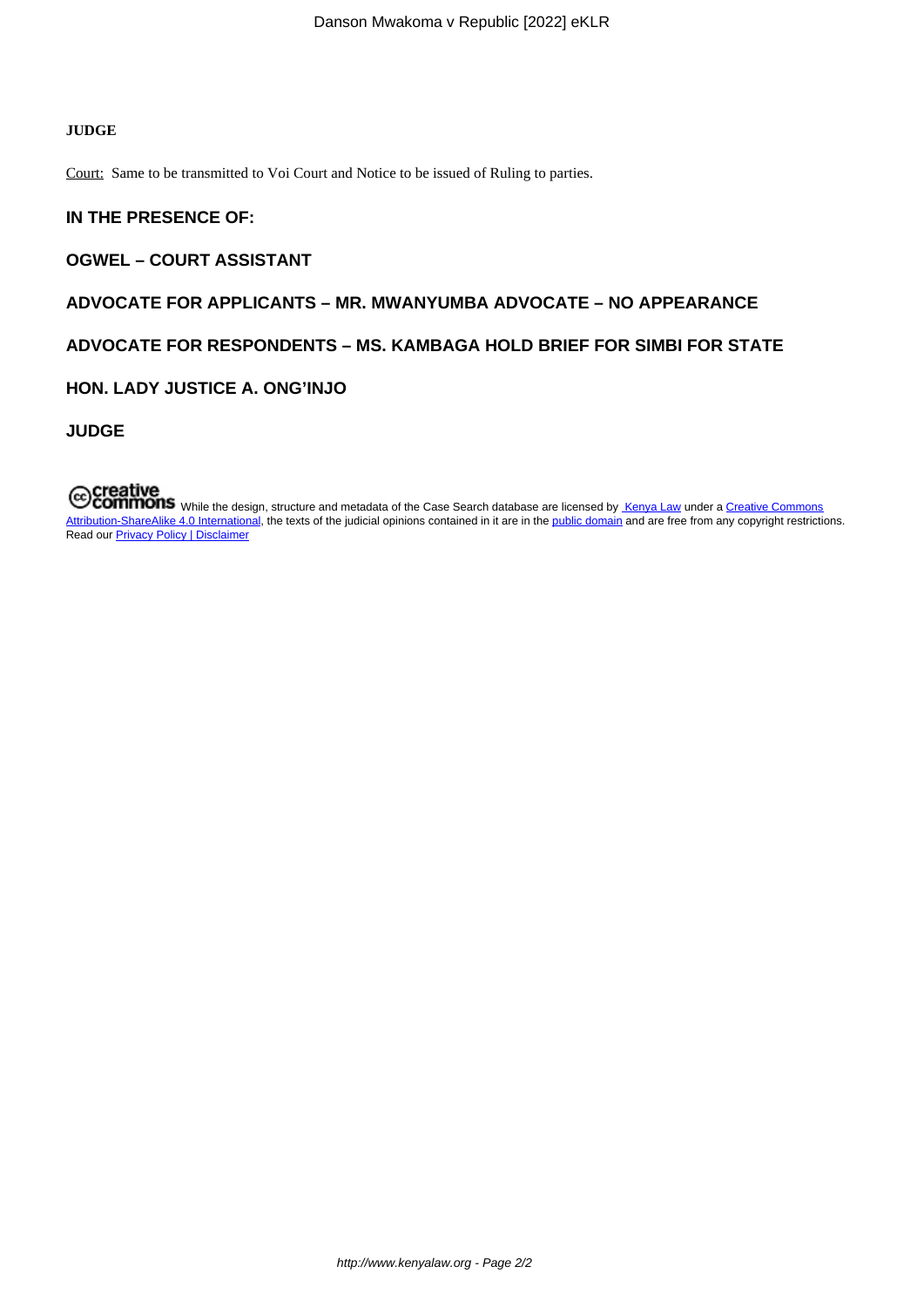**JUDGE**

Court: Same to be transmitted to Voi Court and Notice to be issued of Ruling to parties.

**IN THE PRESENCE OF:**

**OGWEL – COURT ASSISTANT**

**ADVOCATE FOR APPLICANTS – MR. MWANYUMBA ADVOCATE – NO APPEARANCE**

**ADVOCATE FOR RESPONDENTS – MS. KAMBAGA HOLD BRIEF FOR SIMBI FOR STATE**

**HON. LADY JUSTICE A. ONG'INJO**

**JUDGE**

creative commons While the design, structure and metadata of the Case Search database are licensed by Kenya Law under a Creative Commons Attribution-ShareAlike 4.0 International, the texts of the judicial opinions contained in it are in the public domain and are free from any copyright restrictions. Read our Privacy Policy | Disclaimer